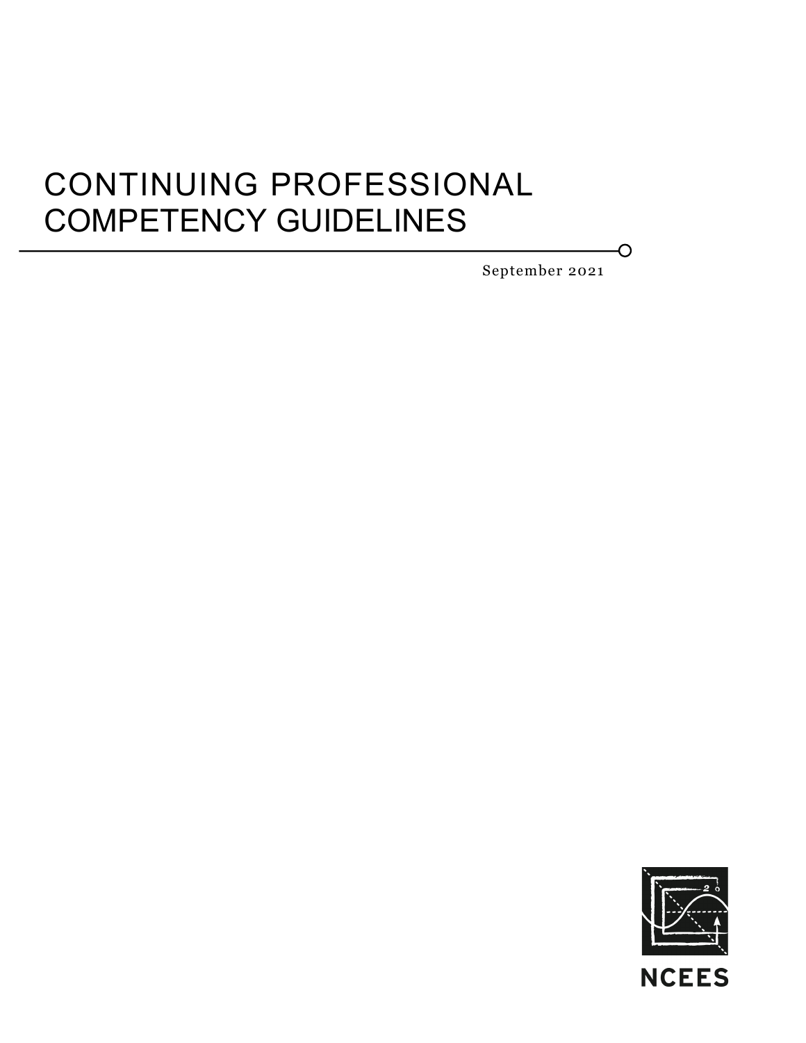# CONTINUING PROFESSIONAL COMPETENCY GUIDELINES

September 2021

NCEES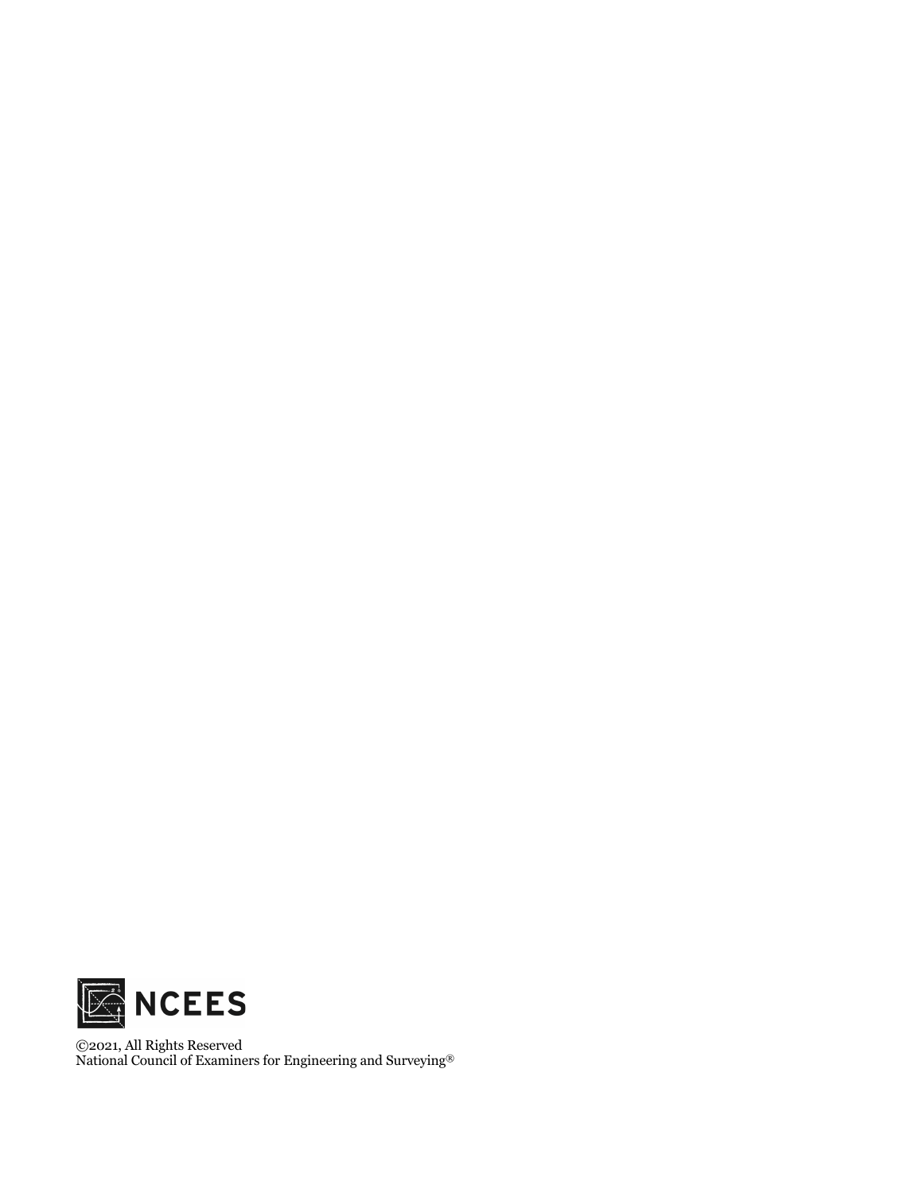NCEES

©2021, All Rights Reserved
National Council of Examiners for Engineering and Surveying®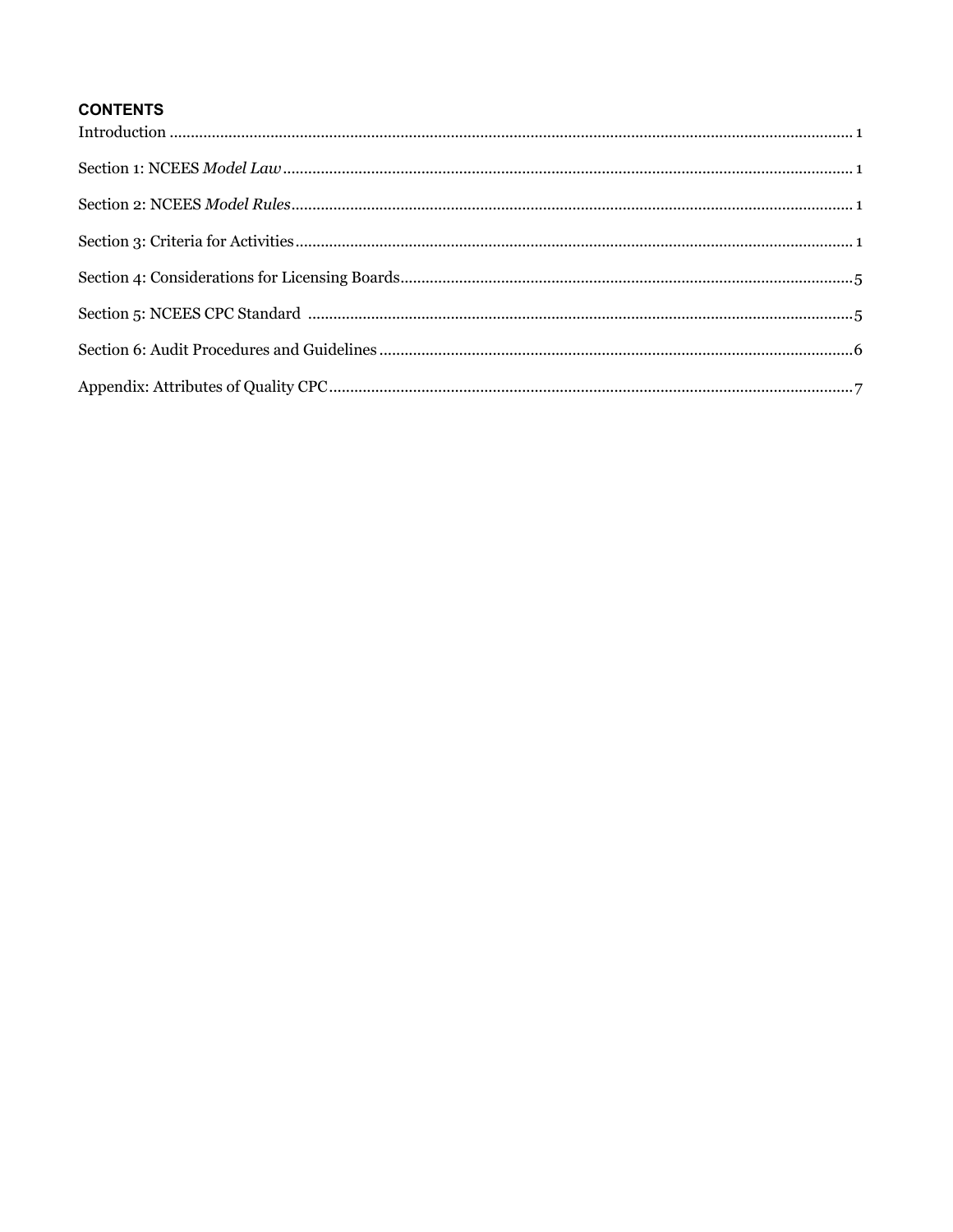**CONTENTS**

Introduction ........................................................ 1

Section 1: NCEES *Model Law* ........................................................ 1

Section 2: NCEES *Model Rules* ........................................................ 1

Section 3: Criteria for Activities ........................................................ 1

Section 4: Considerations for Licensing Boards ........................................................ 5

Section 5: NCEES CPC Standard ........................................................ 5

Section 6: Audit Procedures and Guidelines ........................................................ 6

Appendix: Attributes of Quality CPC ........................................................ 7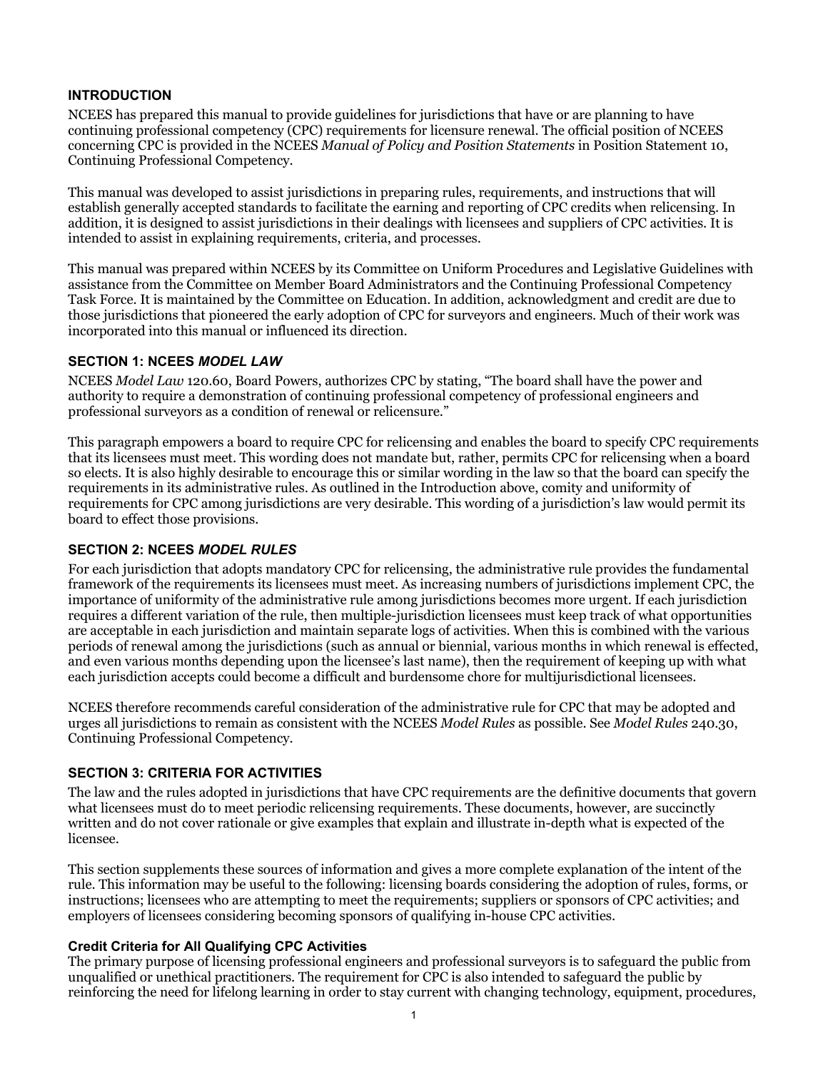### INTRODUCTION

NCEES has prepared this manual to provide guidelines for jurisdictions that have or are planning to have continuing professional competency (CPC) requirements for licensure renewal. The official position of NCEES concerning CPC is provided in the NCEES *Manual of Policy and Position Statements* in Position Statement 10, Continuing Professional Competency.

This manual was developed to assist jurisdictions in preparing rules, requirements, and instructions that will establish generally accepted standards to facilitate the earning and reporting of CPC credits when relicensing. In addition, it is designed to assist jurisdictions in their dealings with licensees and suppliers of CPC activities. It is intended to assist in explaining requirements, criteria, and processes.

This manual was prepared within NCEES by its Committee on Uniform Procedures and Legislative Guidelines with assistance from the Committee on Member Board Administrators and the Continuing Professional Competency Task Force. It is maintained by the Committee on Education. In addition, acknowledgment and credit are due to those jurisdictions that pioneered the early adoption of CPC for surveyors and engineers. Much of their work was incorporated into this manual or influenced its direction.

### SECTION 1: NCEES *MODEL LAW*

NCEES *Model Law* 120.60, Board Powers, authorizes CPC by stating, "The board shall have the power and authority to require a demonstration of continuing professional competency of professional engineers and professional surveyors as a condition of renewal or relicensure."

This paragraph empowers a board to require CPC for relicensing and enables the board to specify CPC requirements that its licensees must meet. This wording does not mandate but, rather, permits CPC for relicensing when a board so elects. It is also highly desirable to encourage this or similar wording in the law so that the board can specify the requirements in its administrative rules. As outlined in the Introduction above, comity and uniformity of requirements for CPC among jurisdictions are very desirable. This wording of a jurisdiction's law would permit its board to effect those provisions.

### SECTION 2: NCEES *MODEL RULES*

For each jurisdiction that adopts mandatory CPC for relicensing, the administrative rule provides the fundamental framework of the requirements its licensees must meet. As increasing numbers of jurisdictions implement CPC, the importance of uniformity of the administrative rule among jurisdictions becomes more urgent. If each jurisdiction requires a different variation of the rule, then multiple-jurisdiction licensees must keep track of what opportunities are acceptable in each jurisdiction and maintain separate logs of activities. When this is combined with the various periods of renewal among the jurisdictions (such as annual or biennial, various months in which renewal is effected, and even various months depending upon the licensee's last name), then the requirement of keeping up with what each jurisdiction accepts could become a difficult and burdensome chore for multijurisdictional licensees.

NCEES therefore recommends careful consideration of the administrative rule for CPC that may be adopted and urges all jurisdictions to remain as consistent with the NCEES *Model Rules* as possible. See *Model Rules* 240.30, Continuing Professional Competency.

### SECTION 3: CRITERIA FOR ACTIVITIES

The law and the rules adopted in jurisdictions that have CPC requirements are the definitive documents that govern what licensees must do to meet periodic relicensing requirements. These documents, however, are succinctly written and do not cover rationale or give examples that explain and illustrate in-depth what is expected of the licensee.

This section supplements these sources of information and gives a more complete explanation of the intent of the rule. This information may be useful to the following: licensing boards considering the adoption of rules, forms, or instructions; licensees who are attempting to meet the requirements; suppliers or sponsors of CPC activities; and employers of licensees considering becoming sponsors of qualifying in-house CPC activities.

#### Credit Criteria for All Qualifying CPC Activities

The primary purpose of licensing professional engineers and professional surveyors is to safeguard the public from unqualified or unethical practitioners. The requirement for CPC is also intended to safeguard the public by reinforcing the need for lifelong learning in order to stay current with changing technology, equipment, procedures,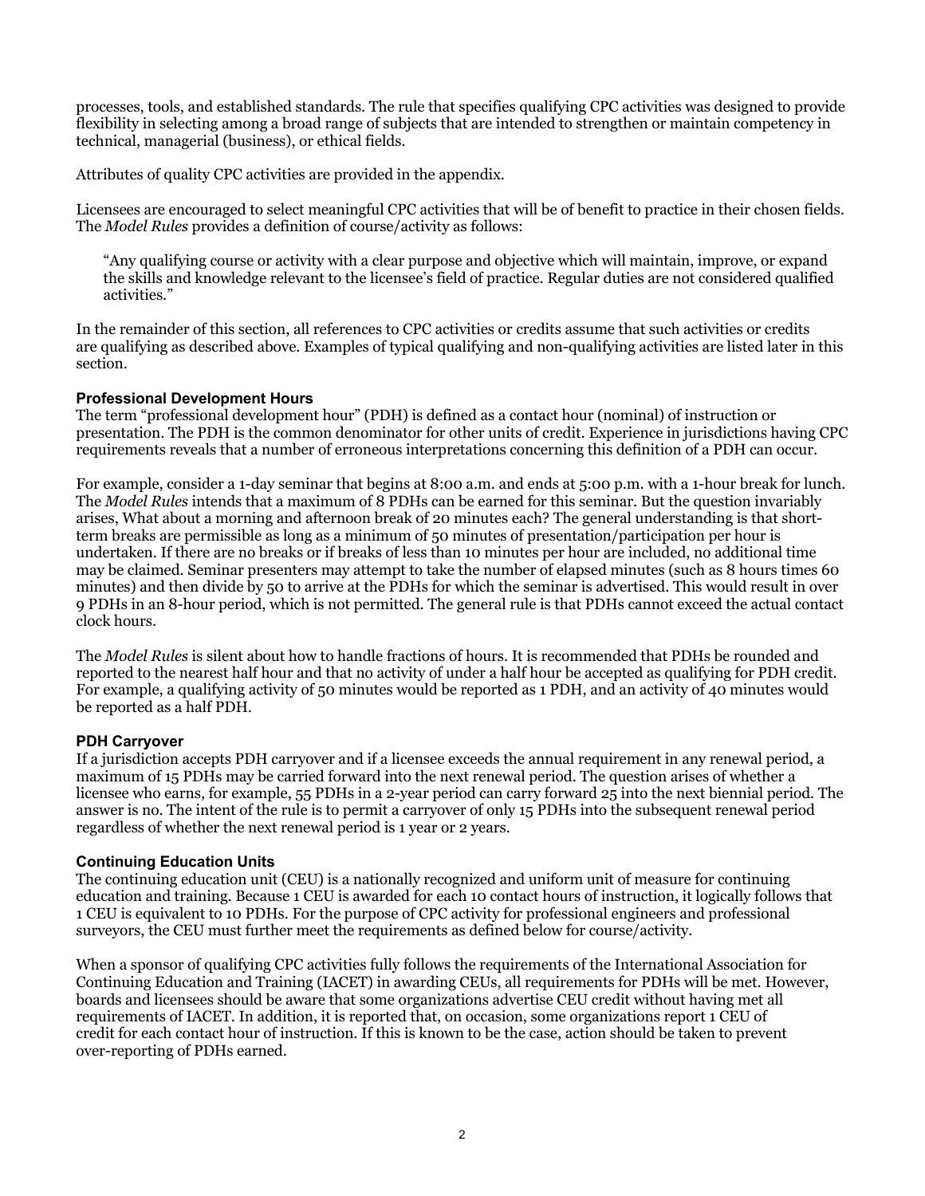processes, tools, and established standards. The rule that specifies qualifying CPC activities was designed to provide flexibility in selecting among a broad range of subjects that are intended to strengthen or maintain competency in technical, managerial (business), or ethical fields.

Attributes of quality CPC activities are provided in the appendix.

Licensees are encouraged to select meaningful CPC activities that will be of benefit to practice in their chosen fields. The *Model Rules* provides a definition of course/activity as follows:

> "Any qualifying course or activity with a clear purpose and objective which will maintain, improve, or expand the skills and knowledge relevant to the licensee's field of practice. Regular duties are not considered qualified activities."

In the remainder of this section, all references to CPC activities or credits assume that such activities or credits are qualifying as described above. Examples of typical qualifying and non-qualifying activities are listed later in this section.

### Professional Development Hours

The term "professional development hour" (PDH) is defined as a contact hour (nominal) of instruction or presentation. The PDH is the common denominator for other units of credit. Experience in jurisdictions having CPC requirements reveals that a number of erroneous interpretations concerning this definition of a PDH can occur.

For example, consider a 1-day seminar that begins at 8:00 a.m. and ends at 5:00 p.m. with a 1-hour break for lunch. The *Model Rules* intends that a maximum of 8 PDHs can be earned for this seminar. But the question invariably arises, What about a morning and afternoon break of 20 minutes each? The general understanding is that short-term breaks are permissible as long as a minimum of 50 minutes of presentation/participation per hour is undertaken. If there are no breaks or if breaks of less than 10 minutes per hour are included, no additional time may be claimed. Seminar presenters may attempt to take the number of elapsed minutes (such as 8 hours times 60 minutes) and then divide by 50 to arrive at the PDHs for which the seminar is advertised. This would result in over 9 PDHs in an 8-hour period, which is not permitted. The general rule is that PDHs cannot exceed the actual contact clock hours.

The *Model Rules* is silent about how to handle fractions of hours. It is recommended that PDHs be rounded and reported to the nearest half hour and that no activity of under a half hour be accepted as qualifying for PDH credit. For example, a qualifying activity of 50 minutes would be reported as 1 PDH, and an activity of 40 minutes would be reported as a half PDH.

### PDH Carryover

If a jurisdiction accepts PDH carryover and if a licensee exceeds the annual requirement in any renewal period, a maximum of 15 PDHs may be carried forward into the next renewal period. The question arises of whether a licensee who earns, for example, 55 PDHs in a 2-year period can carry forward 25 into the next biennial period. The answer is no. The intent of the rule is to permit a carryover of only 15 PDHs into the subsequent renewal period regardless of whether the next renewal period is 1 year or 2 years.

### Continuing Education Units

The continuing education unit (CEU) is a nationally recognized and uniform unit of measure for continuing education and training. Because 1 CEU is awarded for each 10 contact hours of instruction, it logically follows that 1 CEU is equivalent to 10 PDHs. For the purpose of CPC activity for professional engineers and professional surveyors, the CEU must further meet the requirements as defined below for course/activity.

When a sponsor of qualifying CPC activities fully follows the requirements of the International Association for Continuing Education and Training (IACET) in awarding CEUs, all requirements for PDHs will be met. However, boards and licensees should be aware that some organizations advertise CEU credit without having met all requirements of IACET. In addition, it is reported that, on occasion, some organizations report 1 CEU of credit for each contact hour of instruction. If this is known to be the case, action should be taken to prevent over-reporting of PDHs earned.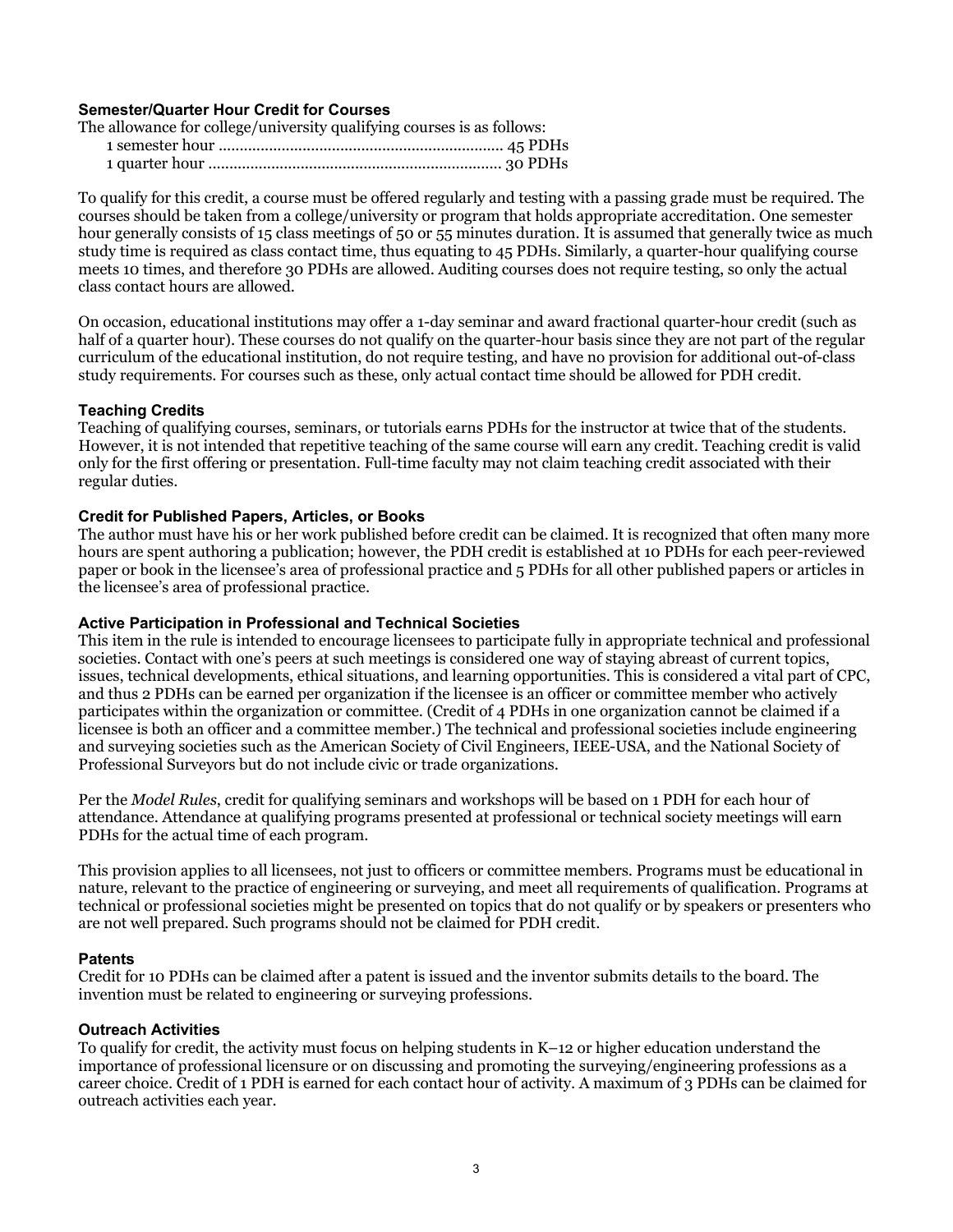### Semester/Quarter Hour Credit for Courses

The allowance for college/university qualifying courses is as follows:

1 semester hour ................................................................... 45 PDHs
1 quarter hour ..................................................................... 30 PDHs

To qualify for this credit, a course must be offered regularly and testing with a passing grade must be required. The courses should be taken from a college/university or program that holds appropriate accreditation. One semester hour generally consists of 15 class meetings of 50 or 55 minutes duration. It is assumed that generally twice as much study time is required as class contact time, thus equating to 45 PDHs. Similarly, a quarter-hour qualifying course meets 10 times, and therefore 30 PDHs are allowed. Auditing courses does not require testing, so only the actual class contact hours are allowed.

On occasion, educational institutions may offer a 1-day seminar and award fractional quarter-hour credit (such as half of a quarter hour). These courses do not qualify on the quarter-hour basis since they are not part of the regular curriculum of the educational institution, do not require testing, and have no provision for additional out-of-class study requirements. For courses such as these, only actual contact time should be allowed for PDH credit.

### Teaching Credits

Teaching of qualifying courses, seminars, or tutorials earns PDHs for the instructor at twice that of the students. However, it is not intended that repetitive teaching of the same course will earn any credit. Teaching credit is valid only for the first offering or presentation. Full-time faculty may not claim teaching credit associated with their regular duties.

### Credit for Published Papers, Articles, or Books

The author must have his or her work published before credit can be claimed. It is recognized that often many more hours are spent authoring a publication; however, the PDH credit is established at 10 PDHs for each peer-reviewed paper or book in the licensee's area of professional practice and 5 PDHs for all other published papers or articles in the licensee's area of professional practice.

### Active Participation in Professional and Technical Societies

This item in the rule is intended to encourage licensees to participate fully in appropriate technical and professional societies. Contact with one's peers at such meetings is considered one way of staying abreast of current topics, issues, technical developments, ethical situations, and learning opportunities. This is considered a vital part of CPC, and thus 2 PDHs can be earned per organization if the licensee is an officer or committee member who actively participates within the organization or committee. (Credit of 4 PDHs in one organization cannot be claimed if a licensee is both an officer and a committee member.) The technical and professional societies include engineering and surveying societies such as the American Society of Civil Engineers, IEEE-USA, and the National Society of Professional Surveyors but do not include civic or trade organizations.

Per the *Model Rules*, credit for qualifying seminars and workshops will be based on 1 PDH for each hour of attendance. Attendance at qualifying programs presented at professional or technical society meetings will earn PDHs for the actual time of each program.

This provision applies to all licensees, not just to officers or committee members. Programs must be educational in nature, relevant to the practice of engineering or surveying, and meet all requirements of qualification. Programs at technical or professional societies might be presented on topics that do not qualify or by speakers or presenters who are not well prepared. Such programs should not be claimed for PDH credit.

### Patents

Credit for 10 PDHs can be claimed after a patent is issued and the inventor submits details to the board. The invention must be related to engineering or surveying professions.

### Outreach Activities

To qualify for credit, the activity must focus on helping students in K–12 or higher education understand the importance of professional licensure or on discussing and promoting the surveying/engineering professions as a career choice. Credit of 1 PDH is earned for each contact hour of activity. A maximum of 3 PDHs can be claimed for outreach activities each year.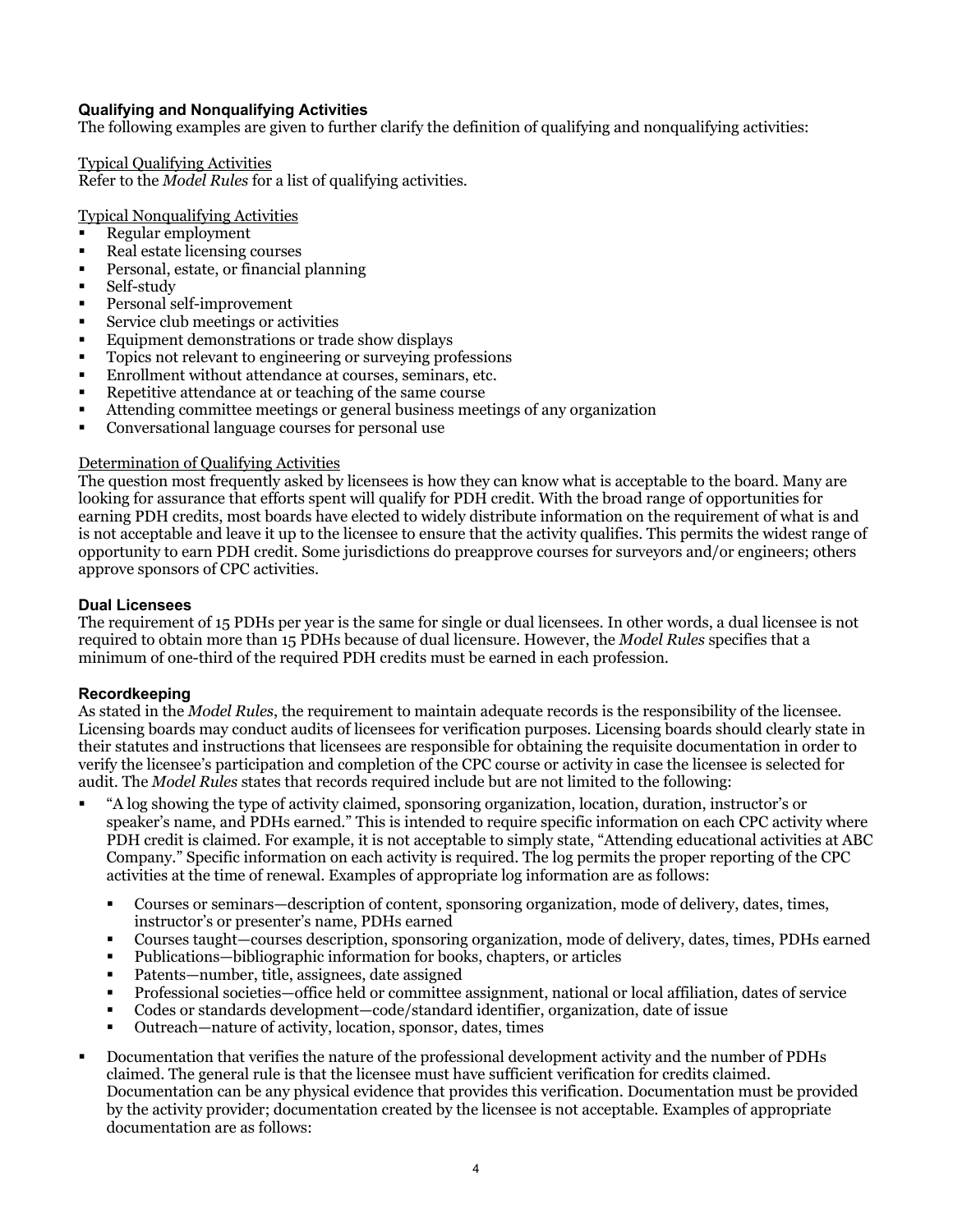### Qualifying and Nonqualifying Activities

The following examples are given to further clarify the definition of qualifying and nonqualifying activities:

Typical Qualifying Activities

Refer to the *Model Rules* for a list of qualifying activities.

Typical Nonqualifying Activities

- Regular employment
- Real estate licensing courses
- Personal, estate, or financial planning
- Self-study
- Personal self-improvement
- Service club meetings or activities
- Equipment demonstrations or trade show displays
- Topics not relevant to engineering or surveying professions
- Enrollment without attendance at courses, seminars, etc.
- Repetitive attendance at or teaching of the same course
- Attending committee meetings or general business meetings of any organization
- Conversational language courses for personal use

Determination of Qualifying Activities

The question most frequently asked by licensees is how they can know what is acceptable to the board. Many are looking for assurance that efforts spent will qualify for PDH credit. With the broad range of opportunities for earning PDH credits, most boards have elected to widely distribute information on the requirement of what is and is not acceptable and leave it up to the licensee to ensure that the activity qualifies. This permits the widest range of opportunity to earn PDH credit. Some jurisdictions do preapprove courses for surveyors and/or engineers; others approve sponsors of CPC activities.

### Dual Licensees

The requirement of 15 PDHs per year is the same for single or dual licensees. In other words, a dual licensee is not required to obtain more than 15 PDHs because of dual licensure. However, the *Model Rules* specifies that a minimum of one-third of the required PDH credits must be earned in each profession.

### Recordkeeping

As stated in the *Model Rules*, the requirement to maintain adequate records is the responsibility of the licensee. Licensing boards may conduct audits of licensees for verification purposes. Licensing boards should clearly state in their statutes and instructions that licensees are responsible for obtaining the requisite documentation in order to verify the licensee's participation and completion of the CPC course or activity in case the licensee is selected for audit. The *Model Rules* states that records required include but are not limited to the following:

- "A log showing the type of activity claimed, sponsoring organization, location, duration, instructor's or speaker's name, and PDHs earned." This is intended to require specific information on each CPC activity where PDH credit is claimed. For example, it is not acceptable to simply state, "Attending educational activities at ABC Company." Specific information on each activity is required. The log permits the proper reporting of the CPC activities at the time of renewal. Examples of appropriate log information are as follows:
  - Courses or seminars—description of content, sponsoring organization, mode of delivery, dates, times, instructor's or presenter's name, PDHs earned
  - Courses taught—courses description, sponsoring organization, mode of delivery, dates, times, PDHs earned
  - Publications—bibliographic information for books, chapters, or articles
  - Patents—number, title, assignees, date assigned
  - Professional societies—office held or committee assignment, national or local affiliation, dates of service
  - Codes or standards development—code/standard identifier, organization, date of issue
  - Outreach—nature of activity, location, sponsor, dates, times
- Documentation that verifies the nature of the professional development activity and the number of PDHs claimed. The general rule is that the licensee must have sufficient verification for credits claimed. Documentation can be any physical evidence that provides this verification. Documentation must be provided by the activity provider; documentation created by the licensee is not acceptable. Examples of appropriate documentation are as follows: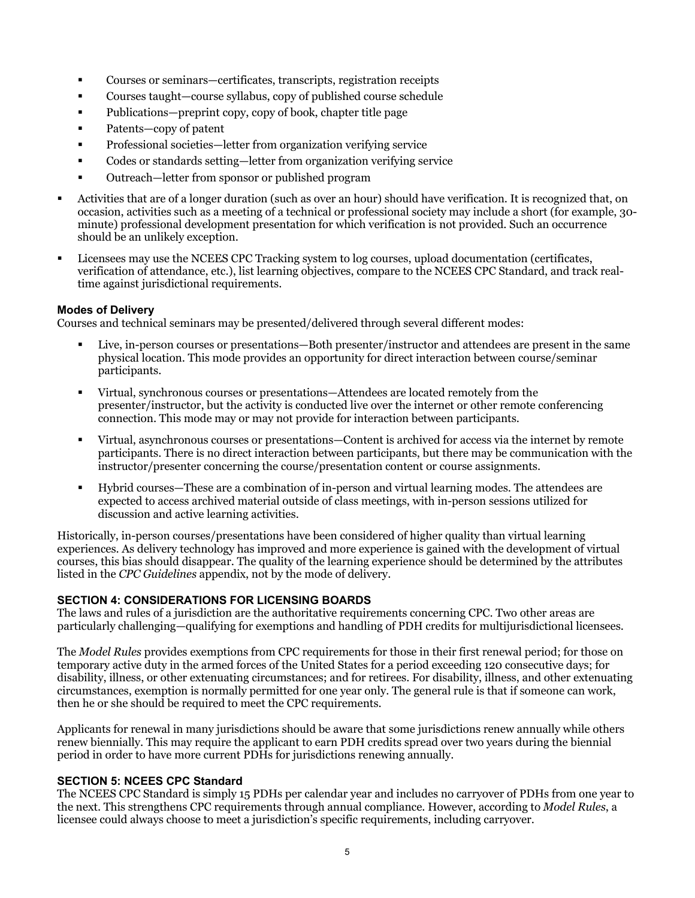- Courses or seminars—certificates, transcripts, registration receipts
- Courses taught—course syllabus, copy of published course schedule
- Publications—preprint copy, copy of book, chapter title page
- Patents—copy of patent
- Professional societies—letter from organization verifying service
- Codes or standards setting—letter from organization verifying service
- Outreach—letter from sponsor or published program

- Activities that are of a longer duration (such as over an hour) should have verification. It is recognized that, on occasion, activities such as a meeting of a technical or professional society may include a short (for example, 30-minute) professional development presentation for which verification is not provided. Such an occurrence should be an unlikely exception.
- Licensees may use the NCEES CPC Tracking system to log courses, upload documentation (certificates, verification of attendance, etc.), list learning objectives, compare to the NCEES CPC Standard, and track real-time against jurisdictional requirements.

### Modes of Delivery

Courses and technical seminars may be presented/delivered through several different modes:

- Live, in-person courses or presentations—Both presenter/instructor and attendees are present in the same physical location. This mode provides an opportunity for direct interaction between course/seminar participants.
- Virtual, synchronous courses or presentations—Attendees are located remotely from the presenter/instructor, but the activity is conducted live over the internet or other remote conferencing connection. This mode may or may not provide for interaction between participants.
- Virtual, asynchronous courses or presentations—Content is archived for access via the internet by remote participants. There is no direct interaction between participants, but there may be communication with the instructor/presenter concerning the course/presentation content or course assignments.
- Hybrid courses—These are a combination of in-person and virtual learning modes. The attendees are expected to access archived material outside of class meetings, with in-person sessions utilized for discussion and active learning activities.

Historically, in-person courses/presentations have been considered of higher quality than virtual learning experiences. As delivery technology has improved and more experience is gained with the development of virtual courses, this bias should disappear. The quality of the learning experience should be determined by the attributes listed in the *CPC Guidelines* appendix, not by the mode of delivery.

## SECTION 4: CONSIDERATIONS FOR LICENSING BOARDS

The laws and rules of a jurisdiction are the authoritative requirements concerning CPC. Two other areas are particularly challenging—qualifying for exemptions and handling of PDH credits for multijurisdictional licensees.

The *Model Rules* provides exemptions from CPC requirements for those in their first renewal period; for those on temporary active duty in the armed forces of the United States for a period exceeding 120 consecutive days; for disability, illness, or other extenuating circumstances; and for retirees. For disability, illness, and other extenuating circumstances, exemption is normally permitted for one year only. The general rule is that if someone can work, then he or she should be required to meet the CPC requirements.

Applicants for renewal in many jurisdictions should be aware that some jurisdictions renew annually while others renew biennially. This may require the applicant to earn PDH credits spread over two years during the biennial period in order to have more current PDHs for jurisdictions renewing annually.

## SECTION 5: NCEES CPC Standard

The NCEES CPC Standard is simply 15 PDHs per calendar year and includes no carryover of PDHs from one year to the next. This strengthens CPC requirements through annual compliance. However, according to *Model Rules*, a licensee could always choose to meet a jurisdiction's specific requirements, including carryover.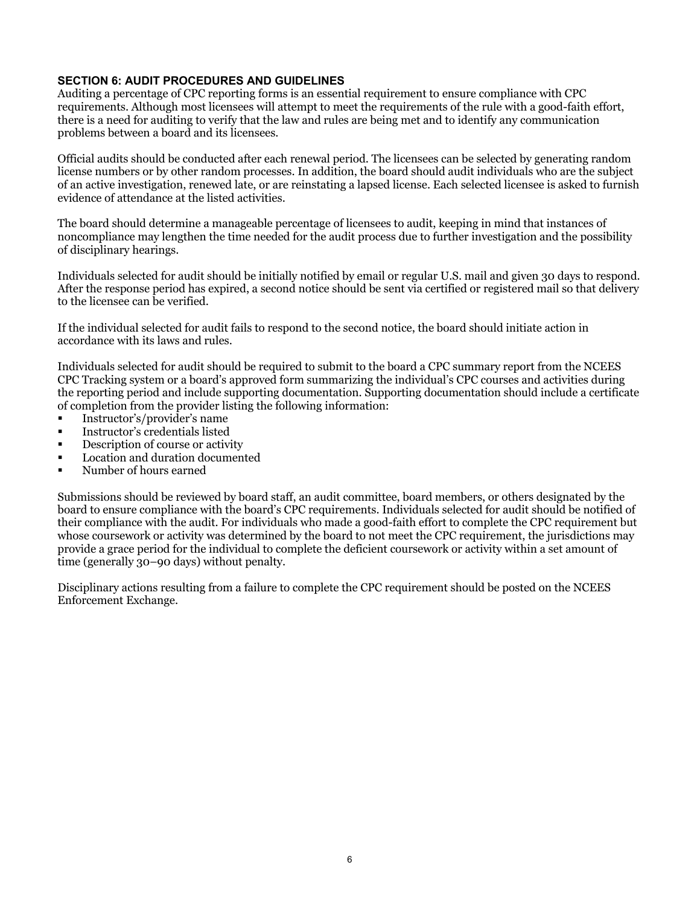## SECTION 6: AUDIT PROCEDURES AND GUIDELINES

Auditing a percentage of CPC reporting forms is an essential requirement to ensure compliance with CPC requirements. Although most licensees will attempt to meet the requirements of the rule with a good-faith effort, there is a need for auditing to verify that the law and rules are being met and to identify any communication problems between a board and its licensees.

Official audits should be conducted after each renewal period. The licensees can be selected by generating random license numbers or by other random processes. In addition, the board should audit individuals who are the subject of an active investigation, renewed late, or are reinstating a lapsed license. Each selected licensee is asked to furnish evidence of attendance at the listed activities.

The board should determine a manageable percentage of licensees to audit, keeping in mind that instances of noncompliance may lengthen the time needed for the audit process due to further investigation and the possibility of disciplinary hearings.

Individuals selected for audit should be initially notified by email or regular U.S. mail and given 30 days to respond. After the response period has expired, a second notice should be sent via certified or registered mail so that delivery to the licensee can be verified.

If the individual selected for audit fails to respond to the second notice, the board should initiate action in accordance with its laws and rules.

Individuals selected for audit should be required to submit to the board a CPC summary report from the NCEES CPC Tracking system or a board's approved form summarizing the individual's CPC courses and activities during the reporting period and include supporting documentation. Supporting documentation should include a certificate of completion from the provider listing the following information:

- Instructor's/provider's name
- Instructor's credentials listed
- Description of course or activity
- Location and duration documented
- Number of hours earned

Submissions should be reviewed by board staff, an audit committee, board members, or others designated by the board to ensure compliance with the board's CPC requirements. Individuals selected for audit should be notified of their compliance with the audit. For individuals who made a good-faith effort to complete the CPC requirement but whose coursework or activity was determined by the board to not meet the CPC requirement, the jurisdictions may provide a grace period for the individual to complete the deficient coursework or activity within a set amount of time (generally 30–90 days) without penalty.

Disciplinary actions resulting from a failure to complete the CPC requirement should be posted on the NCEES Enforcement Exchange.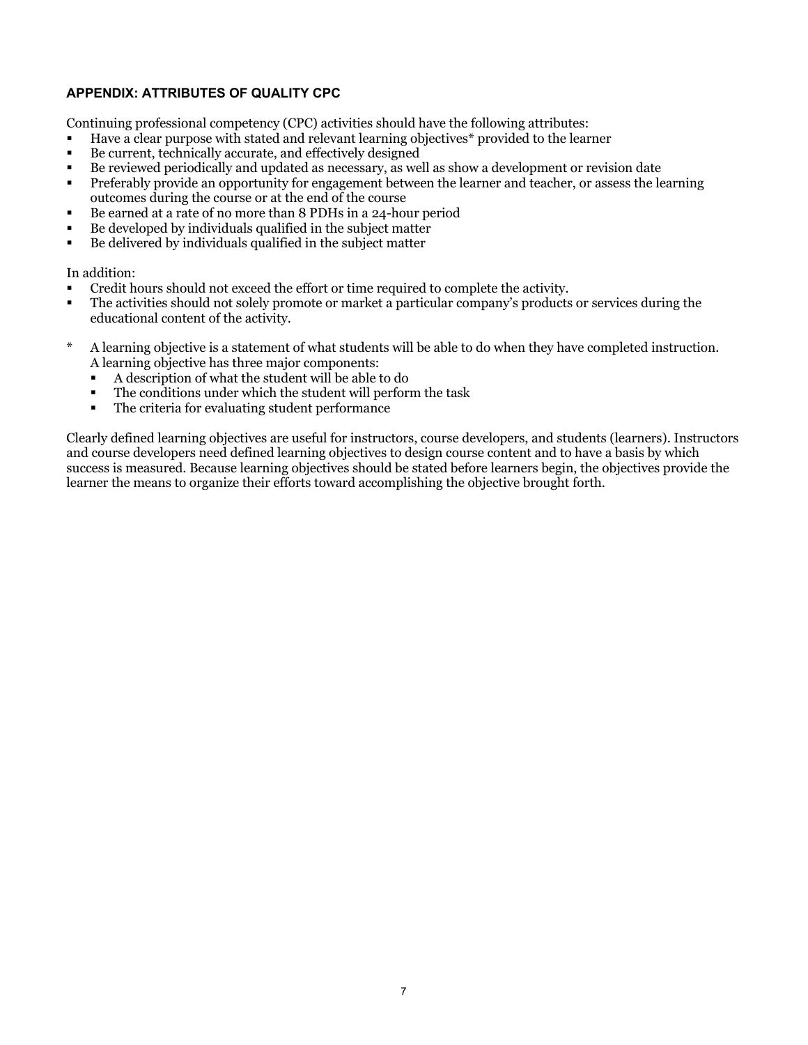## APPENDIX: ATTRIBUTES OF QUALITY CPC

Continuing professional competency (CPC) activities should have the following attributes:

- Have a clear purpose with stated and relevant learning objectives* provided to the learner
- Be current, technically accurate, and effectively designed
- Be reviewed periodically and updated as necessary, as well as show a development or revision date
- Preferably provide an opportunity for engagement between the learner and teacher, or assess the learning outcomes during the course or at the end of the course
- Be earned at a rate of no more than 8 PDHs in a 24-hour period
- Be developed by individuals qualified in the subject matter
- Be delivered by individuals qualified in the subject matter

In addition:

- Credit hours should not exceed the effort or time required to complete the activity.
- The activities should not solely promote or market a particular company's products or services during the educational content of the activity.

\* A learning objective is a statement of what students will be able to do when they have completed instruction. A learning objective has three major components:
  - A description of what the student will be able to do
  - The conditions under which the student will perform the task
  - The criteria for evaluating student performance

Clearly defined learning objectives are useful for instructors, course developers, and students (learners). Instructors and course developers need defined learning objectives to design course content and to have a basis by which success is measured. Because learning objectives should be stated before learners begin, the objectives provide the learner the means to organize their efforts toward accomplishing the objective brought forth.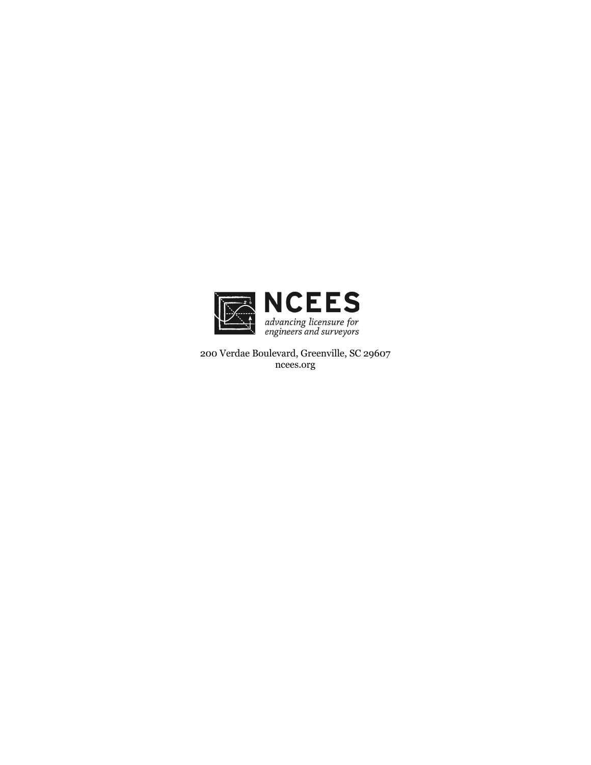NCEES

*advancing licensure for engineers and surveyors*

200 Verdae Boulevard, Greenville, SC 29607
ncees.org